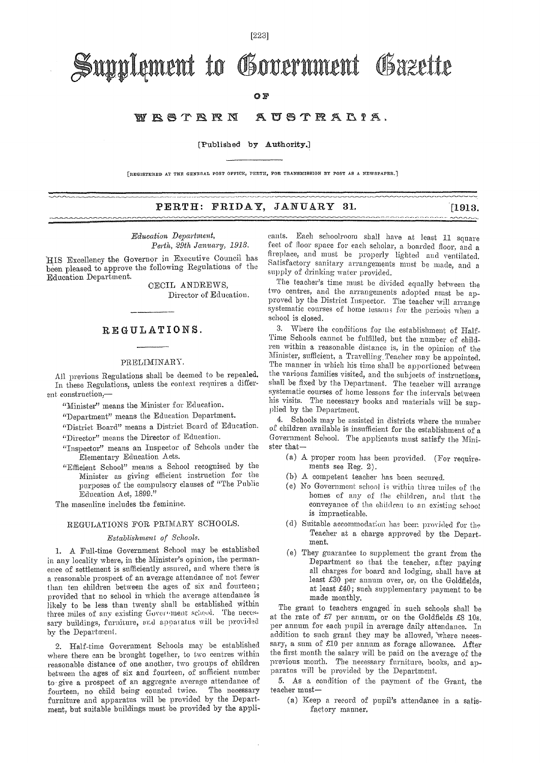# Supplement to Government Gazette

OF

# WESTERN AUSTRALIA.

[Published by Authority.]

[REGISTERED AT THE GENERAL POST OFFICE, PERTH, FOR TRANSMISSION BY POST AS A NEWSPAPER.]

**PERTH: FRIDAY, JANUARY 31. [1913.**

*Education Department,*
*Perth, 29th January, 1913.*

HIS Excellency the Governor in Executive Council has been pleased to approve the following Regulations of the Education Department.

CECIL ANDREWS,
Director of Education.

## REGULATIONS.

### PRELIMINARY.

All previous Regulations shall be deemed to be repealed.

In these Regulations, unless the context requires a different construction,—

"Minister" means the Minister for Education.

"Department" means the Education Department.

"District Board" means a District Board of Education.

"Director" means the Director of Education.

"Inspector" means an Inspector of Schools under the Elementary Education Acts.

"Efficient School" means a School recognised by the Minister as giving efficient instruction for the purposes of the compulsory clauses of "The Public Education Act, 1899."

The masculine includes the feminine.

### REGULATIONS FOR PRIMARY SCHOOLS.

#### *Establishment of Schools.*

1. A Full-time Government School may be established in any locality where, in the Minister's opinion, the permanence of settlement is sufficiently assured, and where there is a reasonable prospect of an average attendance of not fewer than ten children between the ages of six and fourteen; provided that no school in which the average attendance is likely to be less than twenty shall be established within three miles of any existing Government school. The necessary buildings, furniture, and apparatus will be provided by the Department.

2. Half-time Government Schools may be established where there can be brought together, to two centres within reasonable distance of one another, two groups of children between the ages of six and fourteen, of sufficient number to give a prospect of an aggregate average attendance of fourteen, no child being counted twice. The necessary furniture and apparatus will be provided by the Department, but suitable buildings must be provided by the applicants. Each schoolroom shall have at least 11 square feet of floor space for each scholar, a boarded floor, and a fireplace, and must be properly lighted and ventilated. Satisfactory sanitary arrangements must be made, and a supply of drinking water provided.

The teacher's time must be divided equally between the two centres, and the arrangements adopted must be approved by the District Inspector. The teacher will arrange systematic courses of home lessons for the periods when a school is closed.

3. Where the conditions for the establishment of Half-Time Schools cannot be fulfilled, but the number of children within a reasonable distance is, in the opinion of the Minister, sufficient, a Travelling Teacher may be appointed. The manner in which his time shall be apportioned between the various families visited, and the subjects of instructions, shall be fixed by the Department. The teacher will arrange systematic courses of home lessons for the intervals between his visits. The necessary books and materials will be supplied by the Department.

4. Schools may be assisted in districts where the number of children available is insufficient for the establishment of a Government School. The applicants must satisfy the Minister that—

(a) A proper room has been provided. (For requirements see Reg. 2).

(b) A competent teacher has been secured.

(c) No Government school is within three miles of the homes of any of the children, and that the conveyance of the children to an existing school is impracticable.

(d) Suitable accommodation has been provided for the Teacher at a charge approved by the Department.

(e) They guarantee to supplement the grant from the Department so that the teacher, after paying all charges for board and lodging, shall have at least £30 per annum over, or, on the Goldfields, at least £40; such supplementary payment to be made monthly.

The grant to teachers engaged in such schools shall be at the rate of £7 per annum, or on the Goldfields £8 10s. per annum for each pupil in average daily attendance. In addition to such grant they may be allowed, where necessary, a sum of £10 per annum as forage allowance. After the first month the salary will be paid on the average of the previous month. The necessary furniture, books, and apparatus will be provided by the Department.

5. As a condition of the payment of the Grant, the teacher must—

(a) Keep a record of pupil's attendance in a satisfactory manner.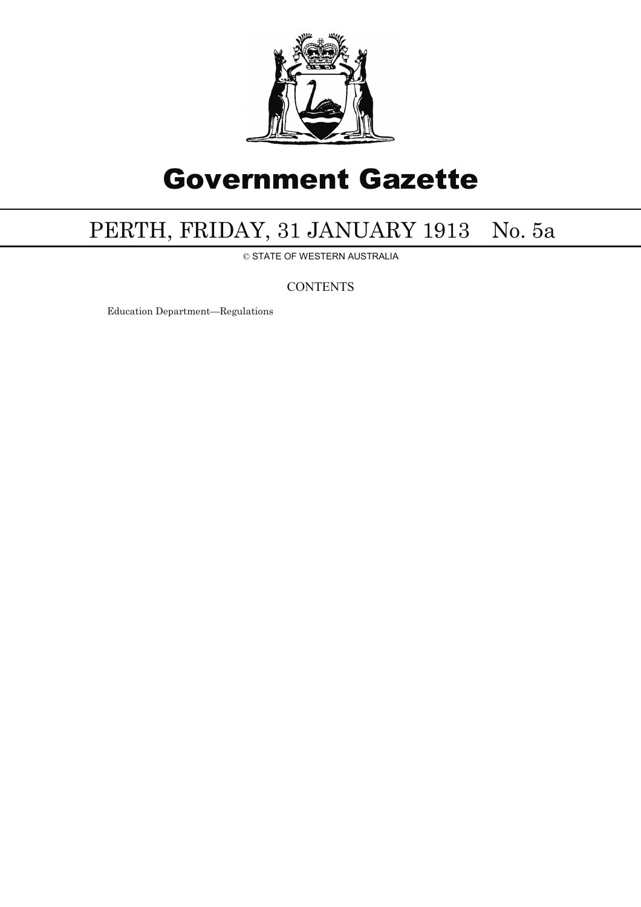# Government Gazette

## PERTH, FRIDAY, 31 JANUARY 1913 No. 5a

© STATE OF WESTERN AUSTRALIA

CONTENTS

Education Department—Regulations